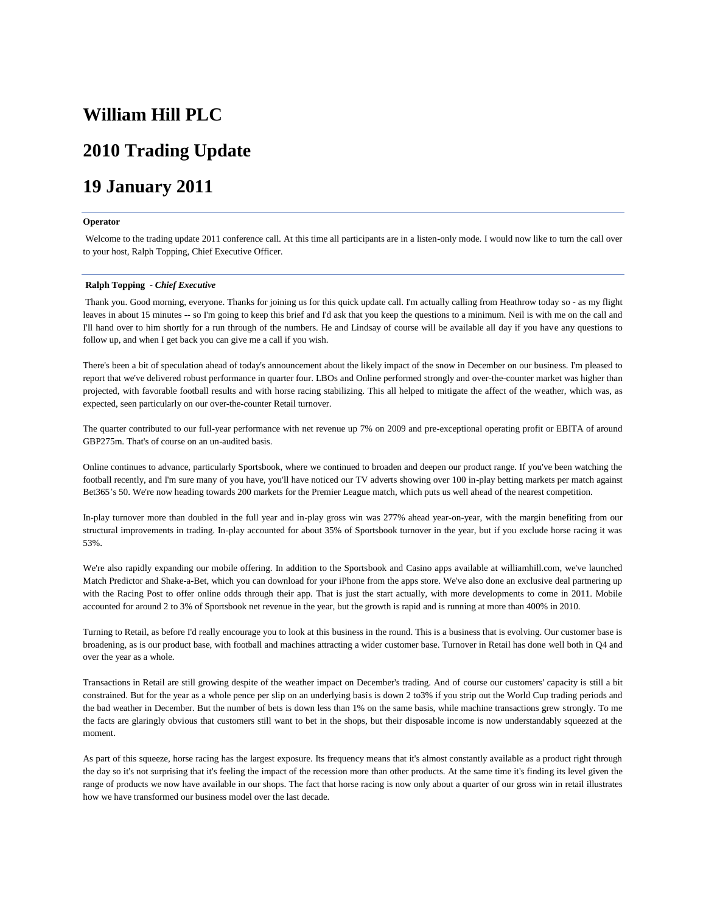# William Hill PLC

# 2010 Trading Update

# 19 January 2011

---

**Operator**

Welcome to the trading update 2011 conference call. At this time all participants are in a listen-only mode. I would now like to turn the call over to your host, Ralph Topping, Chief Executive Officer.

---

**Ralph Topping** - ***Chief Executive***

Thank you. Good morning, everyone. Thanks for joining us for this quick update call. I'm actually calling from Heathrow today so - as my flight leaves in about 15 minutes -- so I'm going to keep this brief and I'd ask that you keep the questions to a minimum. Neil is with me on the call and I'll hand over to him shortly for a run through of the numbers. He and Lindsay of course will be available all day if you have any questions to follow up, and when I get back you can give me a call if you wish.

There's been a bit of speculation ahead of today's announcement about the likely impact of the snow in December on our business. I'm pleased to report that we've delivered robust performance in quarter four. LBOs and Online performed strongly and over-the-counter market was higher than projected, with favorable football results and with horse racing stabilizing. This all helped to mitigate the affect of the weather, which was, as expected, seen particularly on our over-the-counter Retail turnover.

The quarter contributed to our full-year performance with net revenue up 7% on 2009 and pre-exceptional operating profit or EBITA of around GBP275m. That's of course on an un-audited basis.

Online continues to advance, particularly Sportsbook, where we continued to broaden and deepen our product range. If you've been watching the football recently, and I'm sure many of you have, you'll have noticed our TV adverts showing over 100 in-play betting markets per match against Bet365's 50. We're now heading towards 200 markets for the Premier League match, which puts us well ahead of the nearest competition.

In-play turnover more than doubled in the full year and in-play gross win was 277% ahead year-on-year, with the margin benefiting from our structural improvements in trading. In-play accounted for about 35% of Sportsbook turnover in the year, but if you exclude horse racing it was 53%.

We're also rapidly expanding our mobile offering. In addition to the Sportsbook and Casino apps available at williamhill.com, we've launched Match Predictor and Shake-a-Bet, which you can download for your iPhone from the apps store. We've also done an exclusive deal partnering up with the Racing Post to offer online odds through their app. That is just the start actually, with more developments to come in 2011. Mobile accounted for around 2 to 3% of Sportsbook net revenue in the year, but the growth is rapid and is running at more than 400% in 2010.

Turning to Retail, as before I'd really encourage you to look at this business in the round. This is a business that is evolving. Our customer base is broadening, as is our product base, with football and machines attracting a wider customer base. Turnover in Retail has done well both in Q4 and over the year as a whole.

Transactions in Retail are still growing despite of the weather impact on December's trading. And of course our customers' capacity is still a bit constrained. But for the year as a whole pence per slip on an underlying basis is down 2 to3% if you strip out the World Cup trading periods and the bad weather in December. But the number of bets is down less than 1% on the same basis, while machine transactions grew strongly. To me the facts are glaringly obvious that customers still want to bet in the shops, but their disposable income is now understandably squeezed at the moment.

As part of this squeeze, horse racing has the largest exposure. Its frequency means that it's almost constantly available as a product right through the day so it's not surprising that it's feeling the impact of the recession more than other products. At the same time it's finding its level given the range of products we now have available in our shops. The fact that horse racing is now only about a quarter of our gross win in retail illustrates how we have transformed our business model over the last decade.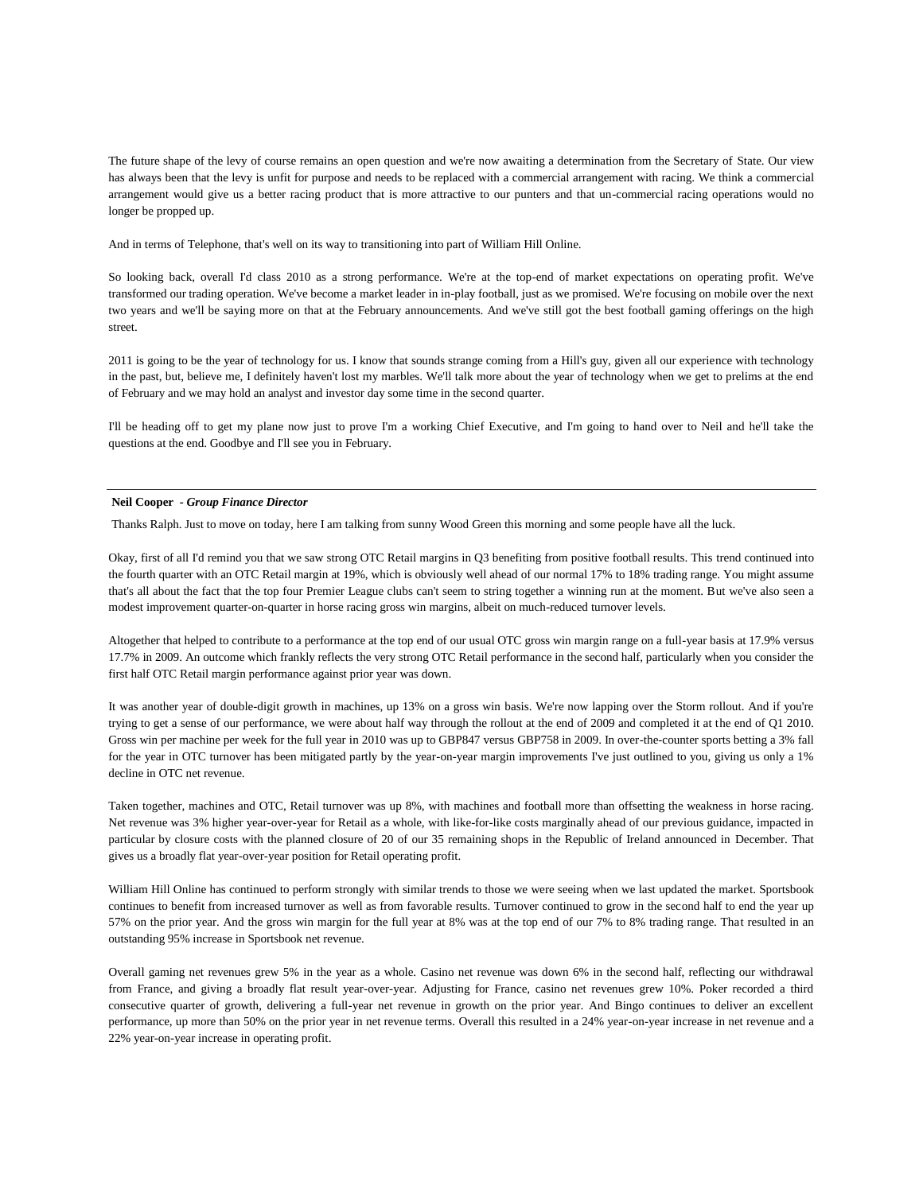The future shape of the levy of course remains an open question and we're now awaiting a determination from the Secretary of State. Our view has always been that the levy is unfit for purpose and needs to be replaced with a commercial arrangement with racing. We think a commercial arrangement would give us a better racing product that is more attractive to our punters and that un-commercial racing operations would no longer be propped up.

And in terms of Telephone, that's well on its way to transitioning into part of William Hill Online.

So looking back, overall I'd class 2010 as a strong performance. We're at the top-end of market expectations on operating profit. We've transformed our trading operation. We've become a market leader in in-play football, just as we promised. We're focusing on mobile over the next two years and we'll be saying more on that at the February announcements. And we've still got the best football gaming offerings on the high street.

2011 is going to be the year of technology for us. I know that sounds strange coming from a Hill's guy, given all our experience with technology in the past, but, believe me, I definitely haven't lost my marbles. We'll talk more about the year of technology when we get to prelims at the end of February and we may hold an analyst and investor day some time in the second quarter.

I'll be heading off to get my plane now just to prove I'm a working Chief Executive, and I'm going to hand over to Neil and he'll take the questions at the end. Goodbye and I'll see you in February.

---

**Neil Cooper** - ***Group Finance Director***

Thanks Ralph. Just to move on today, here I am talking from sunny Wood Green this morning and some people have all the luck.

Okay, first of all I'd remind you that we saw strong OTC Retail margins in Q3 benefiting from positive football results. This trend continued into the fourth quarter with an OTC Retail margin at 19%, which is obviously well ahead of our normal 17% to 18% trading range. You might assume that's all about the fact that the top four Premier League clubs can't seem to string together a winning run at the moment. But we've also seen a modest improvement quarter-on-quarter in horse racing gross win margins, albeit on much-reduced turnover levels.

Altogether that helped to contribute to a performance at the top end of our usual OTC gross win margin range on a full-year basis at 17.9% versus 17.7% in 2009. An outcome which frankly reflects the very strong OTC Retail performance in the second half, particularly when you consider the first half OTC Retail margin performance against prior year was down.

It was another year of double-digit growth in machines, up 13% on a gross win basis. We're now lapping over the Storm rollout. And if you're trying to get a sense of our performance, we were about half way through the rollout at the end of 2009 and completed it at the end of Q1 2010. Gross win per machine per week for the full year in 2010 was up to GBP847 versus GBP758 in 2009. In over-the-counter sports betting a 3% fall for the year in OTC turnover has been mitigated partly by the year-on-year margin improvements I've just outlined to you, giving us only a 1% decline in OTC net revenue.

Taken together, machines and OTC, Retail turnover was up 8%, with machines and football more than offsetting the weakness in horse racing. Net revenue was 3% higher year-over-year for Retail as a whole, with like-for-like costs marginally ahead of our previous guidance, impacted in particular by closure costs with the planned closure of 20 of our 35 remaining shops in the Republic of Ireland announced in December. That gives us a broadly flat year-over-year position for Retail operating profit.

William Hill Online has continued to perform strongly with similar trends to those we were seeing when we last updated the market. Sportsbook continues to benefit from increased turnover as well as from favorable results. Turnover continued to grow in the second half to end the year up 57% on the prior year. And the gross win margin for the full year at 8% was at the top end of our 7% to 8% trading range. That resulted in an outstanding 95% increase in Sportsbook net revenue.

Overall gaming net revenues grew 5% in the year as a whole. Casino net revenue was down 6% in the second half, reflecting our withdrawal from France, and giving a broadly flat result year-over-year. Adjusting for France, casino net revenues grew 10%. Poker recorded a third consecutive quarter of growth, delivering a full-year net revenue in growth on the prior year. And Bingo continues to deliver an excellent performance, up more than 50% on the prior year in net revenue terms. Overall this resulted in a 24% year-on-year increase in net revenue and a 22% year-on-year increase in operating profit.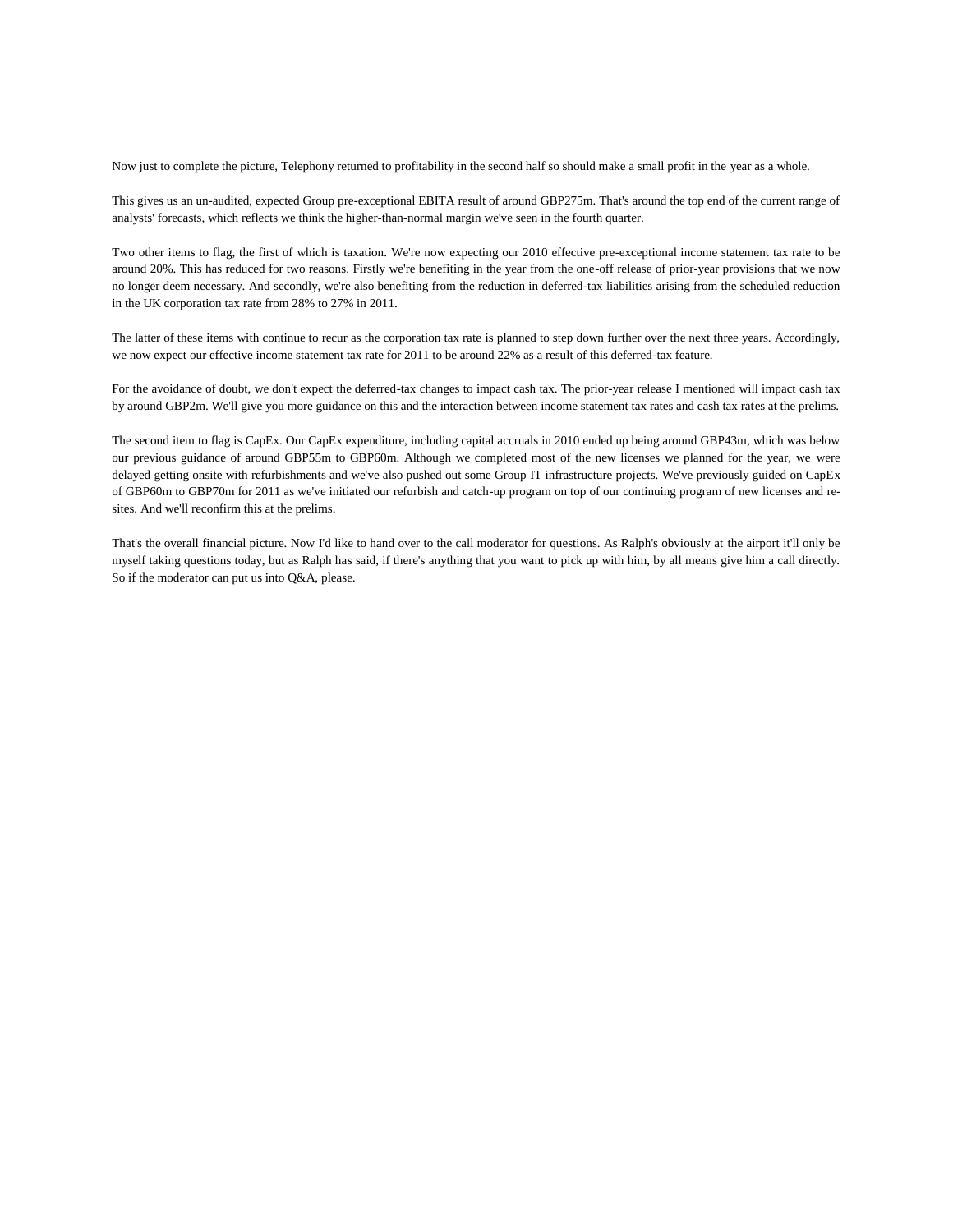Now just to complete the picture, Telephony returned to profitability in the second half so should make a small profit in the year as a whole.

This gives us an un-audited, expected Group pre-exceptional EBITA result of around GBP275m. That's around the top end of the current range of analysts' forecasts, which reflects we think the higher-than-normal margin we've seen in the fourth quarter.

Two other items to flag, the first of which is taxation. We're now expecting our 2010 effective pre-exceptional income statement tax rate to be around 20%. This has reduced for two reasons. Firstly we're benefiting in the year from the one-off release of prior-year provisions that we now no longer deem necessary. And secondly, we're also benefiting from the reduction in deferred-tax liabilities arising from the scheduled reduction in the UK corporation tax rate from 28% to 27% in 2011.

The latter of these items with continue to recur as the corporation tax rate is planned to step down further over the next three years. Accordingly, we now expect our effective income statement tax rate for 2011 to be around 22% as a result of this deferred-tax feature.

For the avoidance of doubt, we don't expect the deferred-tax changes to impact cash tax. The prior-year release I mentioned will impact cash tax by around GBP2m. We'll give you more guidance on this and the interaction between income statement tax rates and cash tax rates at the prelims.

The second item to flag is CapEx. Our CapEx expenditure, including capital accruals in 2010 ended up being around GBP43m, which was below our previous guidance of around GBP55m to GBP60m. Although we completed most of the new licenses we planned for the year, we were delayed getting onsite with refurbishments and we've also pushed out some Group IT infrastructure projects. We've previously guided on CapEx of GBP60m to GBP70m for 2011 as we've initiated our refurbish and catch-up program on top of our continuing program of new licenses and re-sites. And we'll reconfirm this at the prelims.

That's the overall financial picture. Now I'd like to hand over to the call moderator for questions. As Ralph's obviously at the airport it'll only be myself taking questions today, but as Ralph has said, if there's anything that you want to pick up with him, by all means give him a call directly. So if the moderator can put us into Q&A, please.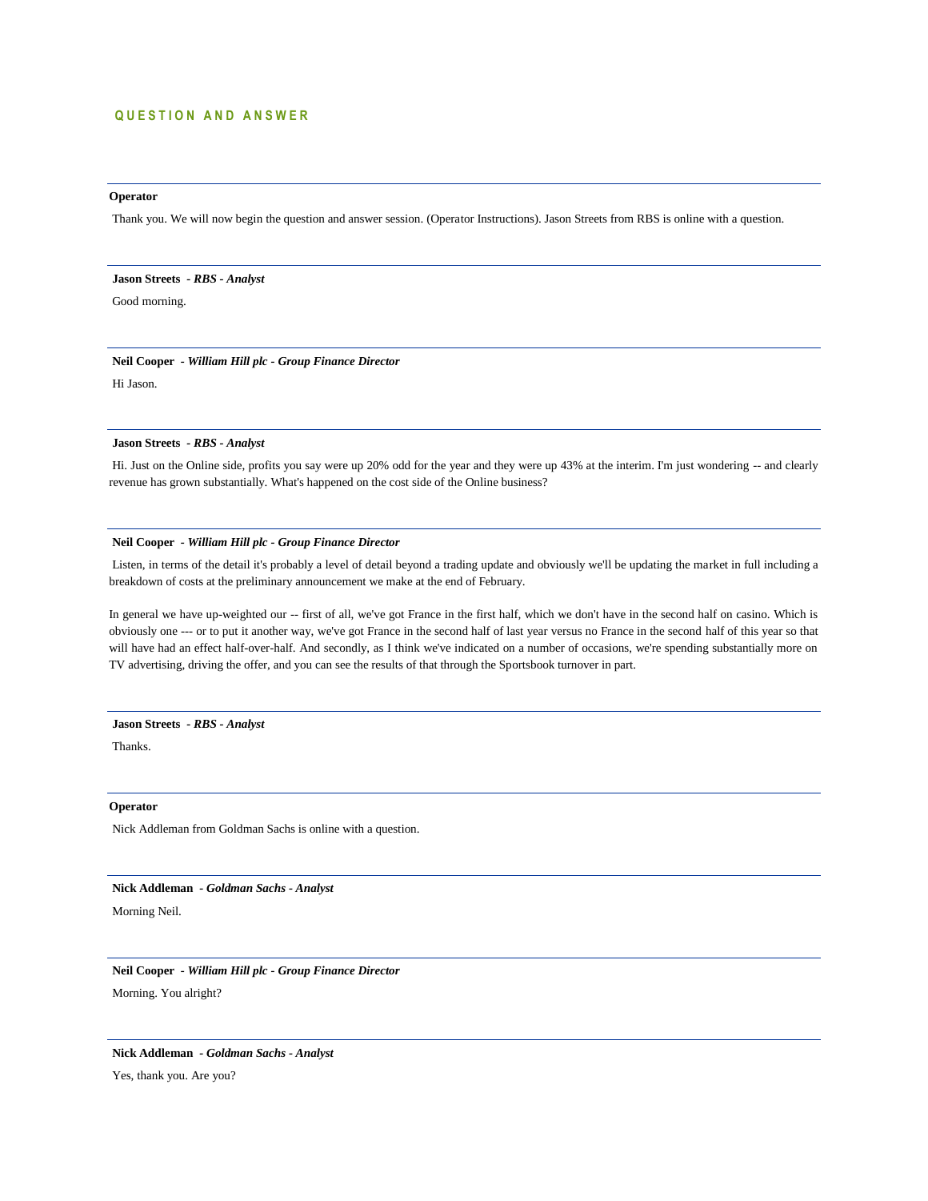## QUESTION AND ANSWER

---

**Operator**

Thank you. We will now begin the question and answer session. (Operator Instructions). Jason Streets from RBS is online with a question.

---

**Jason Streets** - ***RBS - Analyst***

Good morning.

---

**Neil Cooper** - ***William Hill plc - Group Finance Director***

Hi Jason.

---

**Jason Streets** - ***RBS - Analyst***

Hi. Just on the Online side, profits you say were up 20% odd for the year and they were up 43% at the interim. I'm just wondering -- and clearly revenue has grown substantially. What's happened on the cost side of the Online business?

---

**Neil Cooper** - ***William Hill plc - Group Finance Director***

Listen, in terms of the detail it's probably a level of detail beyond a trading update and obviously we'll be updating the market in full including a breakdown of costs at the preliminary announcement we make at the end of February.

In general we have up-weighted our -- first of all, we've got France in the first half, which we don't have in the second half on casino. Which is obviously one --- or to put it another way, we've got France in the second half of last year versus no France in the second half of this year so that will have had an effect half-over-half. And secondly, as I think we've indicated on a number of occasions, we're spending substantially more on TV advertising, driving the offer, and you can see the results of that through the Sportsbook turnover in part.

---

**Jason Streets** - ***RBS - Analyst***

Thanks.

---

**Operator**

Nick Addleman from Goldman Sachs is online with a question.

---

**Nick Addleman** - ***Goldman Sachs - Analyst***

Morning Neil.

---

**Neil Cooper** - ***William Hill plc - Group Finance Director***

Morning. You alright?

---

**Nick Addleman** - ***Goldman Sachs - Analyst***

Yes, thank you. Are you?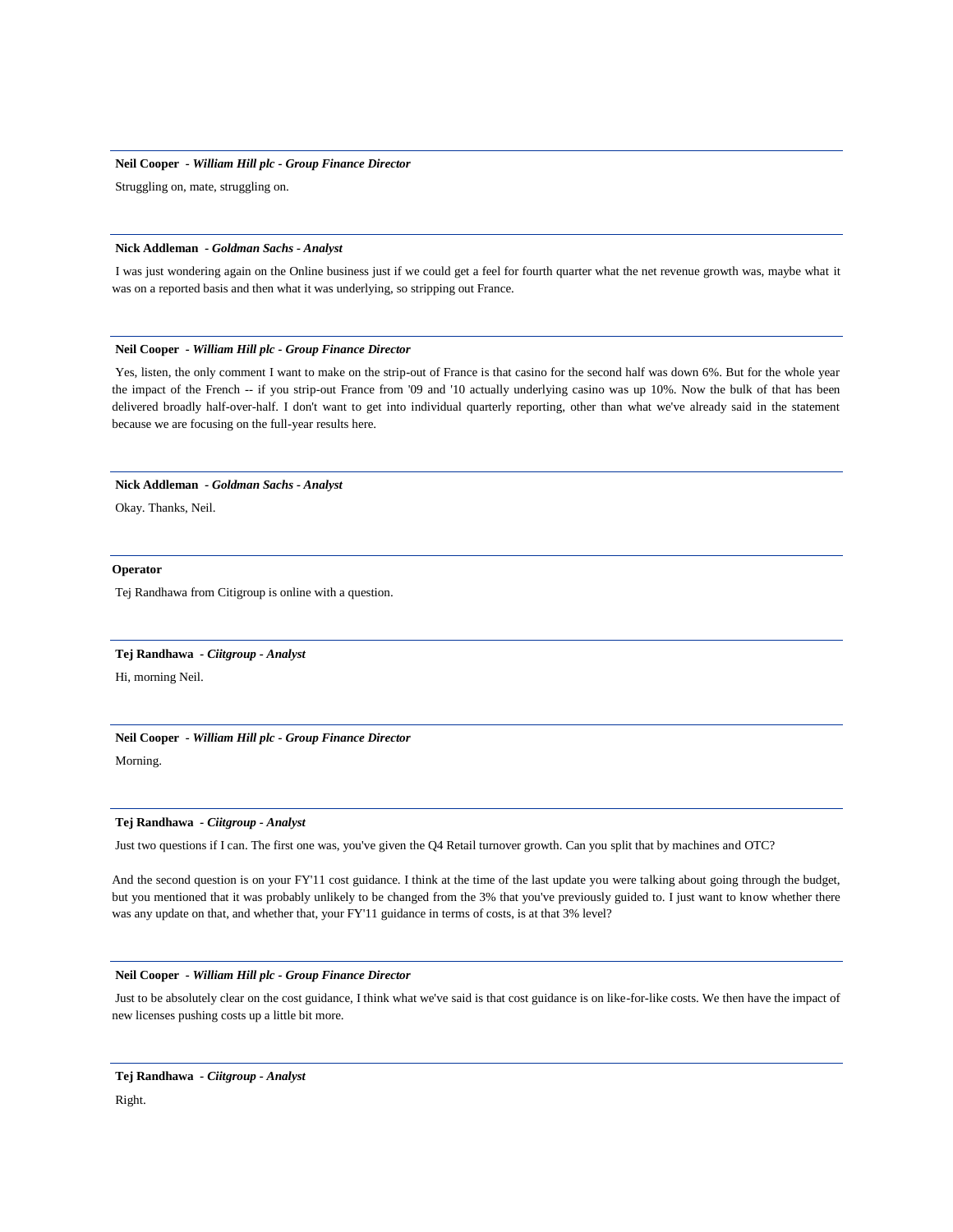**Neil Cooper** - ***William Hill plc - Group Finance Director***

Struggling on, mate, struggling on.

---

**Nick Addleman** - ***Goldman Sachs - Analyst***

I was just wondering again on the Online business just if we could get a feel for fourth quarter what the net revenue growth was, maybe what it was on a reported basis and then what it was underlying, so stripping out France.

---

**Neil Cooper** - ***William Hill plc - Group Finance Director***

Yes, listen, the only comment I want to make on the strip-out of France is that casino for the second half was down 6%. But for the whole year the impact of the French -- if you strip-out France from '09 and '10 actually underlying casino was up 10%. Now the bulk of that has been delivered broadly half-over-half. I don't want to get into individual quarterly reporting, other than what we've already said in the statement because we are focusing on the full-year results here.

---

**Nick Addleman** - ***Goldman Sachs - Analyst***

Okay. Thanks, Neil.

---

**Operator**

Tej Randhawa from Citigroup is online with a question.

---

**Tej Randhawa** - ***Ciitgroup - Analyst***

Hi, morning Neil.

---

**Neil Cooper** - ***William Hill plc - Group Finance Director***

Morning.

---

**Tej Randhawa** - ***Ciitgroup - Analyst***

Just two questions if I can. The first one was, you've given the Q4 Retail turnover growth. Can you split that by machines and OTC?

And the second question is on your FY'11 cost guidance. I think at the time of the last update you were talking about going through the budget, but you mentioned that it was probably unlikely to be changed from the 3% that you've previously guided to. I just want to know whether there was any update on that, and whether that, your FY'11 guidance in terms of costs, is at that 3% level?

---

**Neil Cooper** - ***William Hill plc - Group Finance Director***

Just to be absolutely clear on the cost guidance, I think what we've said is that cost guidance is on like-for-like costs. We then have the impact of new licenses pushing costs up a little bit more.

---

**Tej Randhawa** - ***Ciitgroup - Analyst***

Right.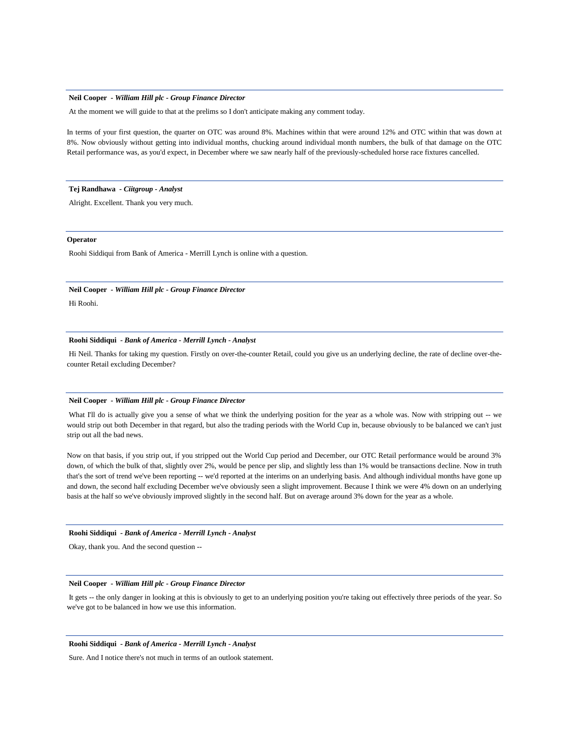**Neil Cooper** - ***William Hill plc - Group Finance Director***

At the moment we will guide to that at the prelims so I don't anticipate making any comment today.

In terms of your first question, the quarter on OTC was around 8%. Machines within that were around 12% and OTC within that was down at 8%. Now obviously without getting into individual months, chucking around individual month numbers, the bulk of that damage on the OTC Retail performance was, as you'd expect, in December where we saw nearly half of the previously-scheduled horse race fixtures cancelled.

---

**Tej Randhawa** - ***Ciitgroup - Analyst***

Alright. Excellent. Thank you very much.

---

**Operator**

Roohi Siddiqui from Bank of America - Merrill Lynch is online with a question.

---

**Neil Cooper** - ***William Hill plc - Group Finance Director***

Hi Roohi.

---

**Roohi Siddiqui** - ***Bank of America - Merrill Lynch - Analyst***

Hi Neil. Thanks for taking my question. Firstly on over-the-counter Retail, could you give us an underlying decline, the rate of decline over-the-counter Retail excluding December?

---

**Neil Cooper** - ***William Hill plc - Group Finance Director***

What I'll do is actually give you a sense of what we think the underlying position for the year as a whole was. Now with stripping out -- we would strip out both December in that regard, but also the trading periods with the World Cup in, because obviously to be balanced we can't just strip out all the bad news.

Now on that basis, if you strip out, if you stripped out the World Cup period and December, our OTC Retail performance would be around 3% down, of which the bulk of that, slightly over 2%, would be pence per slip, and slightly less than 1% would be transactions decline. Now in truth that's the sort of trend we've been reporting -- we'd reported at the interims on an underlying basis. And although individual months have gone up and down, the second half excluding December we've obviously seen a slight improvement. Because I think we were 4% down on an underlying basis at the half so we've obviously improved slightly in the second half. But on average around 3% down for the year as a whole.

---

**Roohi Siddiqui** - ***Bank of America - Merrill Lynch - Analyst***

Okay, thank you. And the second question --

---

**Neil Cooper** - ***William Hill plc - Group Finance Director***

It gets -- the only danger in looking at this is obviously to get to an underlying position you're taking out effectively three periods of the year. So we've got to be balanced in how we use this information.

---

**Roohi Siddiqui** - ***Bank of America - Merrill Lynch - Analyst***

Sure. And I notice there's not much in terms of an outlook statement.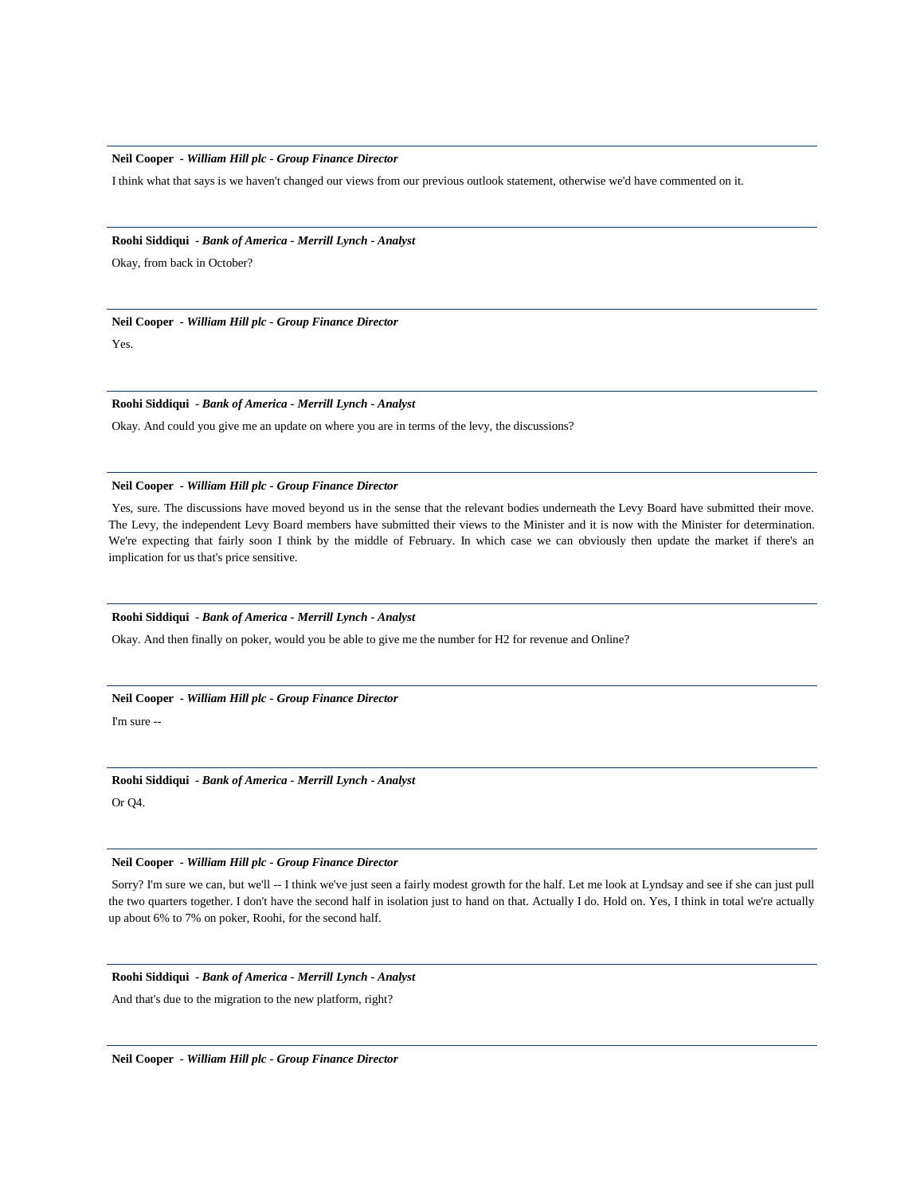**Neil Cooper** *- William Hill plc - Group Finance Director*

I think what that says is we haven't changed our views from our previous outlook statement, otherwise we'd have commented on it.

---

**Roohi Siddiqui** *- Bank of America - Merrill Lynch - Analyst*

Okay, from back in October?

---

**Neil Cooper** *- William Hill plc - Group Finance Director*

Yes.

---

**Roohi Siddiqui** *- Bank of America - Merrill Lynch - Analyst*

Okay. And could you give me an update on where you are in terms of the levy, the discussions?

---

**Neil Cooper** *- William Hill plc - Group Finance Director*

Yes, sure. The discussions have moved beyond us in the sense that the relevant bodies underneath the Levy Board have submitted their move. The Levy, the independent Levy Board members have submitted their views to the Minister and it is now with the Minister for determination. We're expecting that fairly soon I think by the middle of February. In which case we can obviously then update the market if there's an implication for us that's price sensitive.

---

**Roohi Siddiqui** *- Bank of America - Merrill Lynch - Analyst*

Okay. And then finally on poker, would you be able to give me the number for H2 for revenue and Online?

---

**Neil Cooper** *- William Hill plc - Group Finance Director*

I'm sure --

---

**Roohi Siddiqui** *- Bank of America - Merrill Lynch - Analyst*

Or Q4.

---

**Neil Cooper** *- William Hill plc - Group Finance Director*

Sorry? I'm sure we can, but we'll -- I think we've just seen a fairly modest growth for the half. Let me look at Lyndsay and see if she can just pull the two quarters together. I don't have the second half in isolation just to hand on that. Actually I do. Hold on. Yes, I think in total we're actually up about 6% to 7% on poker, Roohi, for the second half.

---

**Roohi Siddiqui** *- Bank of America - Merrill Lynch - Analyst*

And that's due to the migration to the new platform, right?

---

**Neil Cooper** *- William Hill plc - Group Finance Director*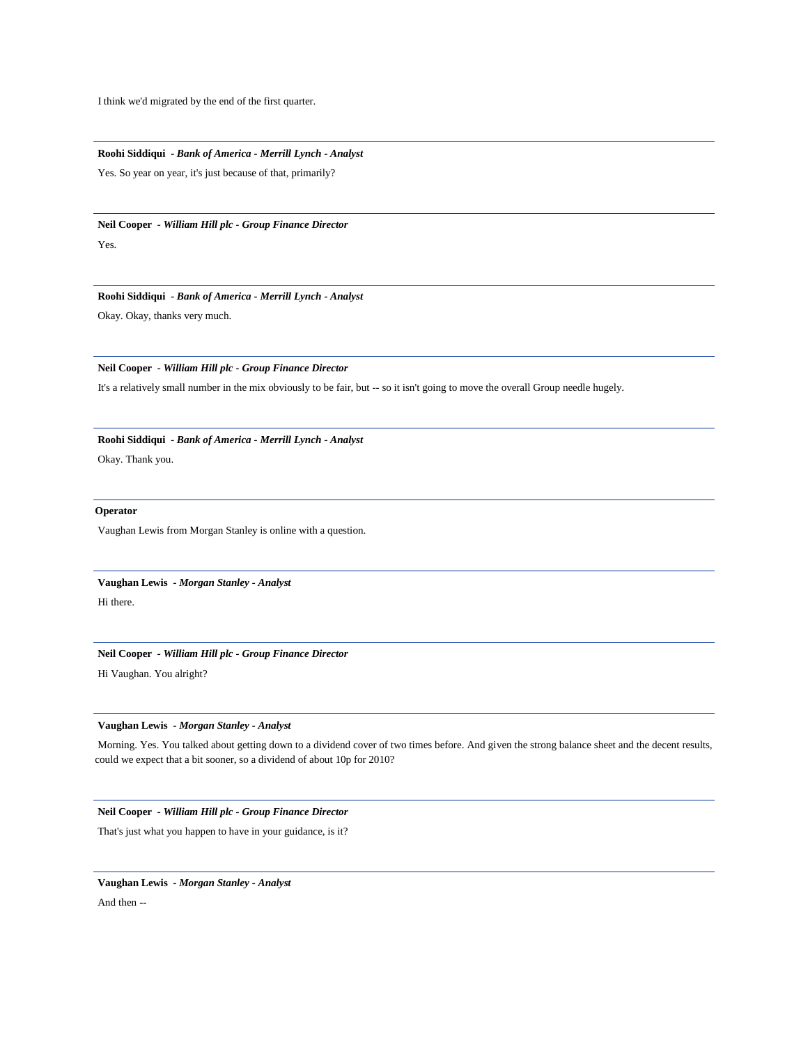I think we'd migrated by the end of the first quarter.

---

**Roohi Siddiqui** - ***Bank of America - Merrill Lynch - Analyst***

Yes. So year on year, it's just because of that, primarily?

---

**Neil Cooper** - ***William Hill plc - Group Finance Director***

Yes.

---

**Roohi Siddiqui** - ***Bank of America - Merrill Lynch - Analyst***

Okay. Okay, thanks very much.

---

**Neil Cooper** - ***William Hill plc - Group Finance Director***

It's a relatively small number in the mix obviously to be fair, but -- so it isn't going to move the overall Group needle hugely.

---

**Roohi Siddiqui** - ***Bank of America - Merrill Lynch - Analyst***

Okay. Thank you.

---

**Operator**

Vaughan Lewis from Morgan Stanley is online with a question.

---

**Vaughan Lewis** - ***Morgan Stanley - Analyst***

Hi there.

---

**Neil Cooper** - ***William Hill plc - Group Finance Director***

Hi Vaughan. You alright?

---

**Vaughan Lewis** - ***Morgan Stanley - Analyst***

Morning. Yes. You talked about getting down to a dividend cover of two times before. And given the strong balance sheet and the decent results, could we expect that a bit sooner, so a dividend of about 10p for 2010?

---

**Neil Cooper** - ***William Hill plc - Group Finance Director***

That's just what you happen to have in your guidance, is it?

---

**Vaughan Lewis** - ***Morgan Stanley - Analyst***

And then --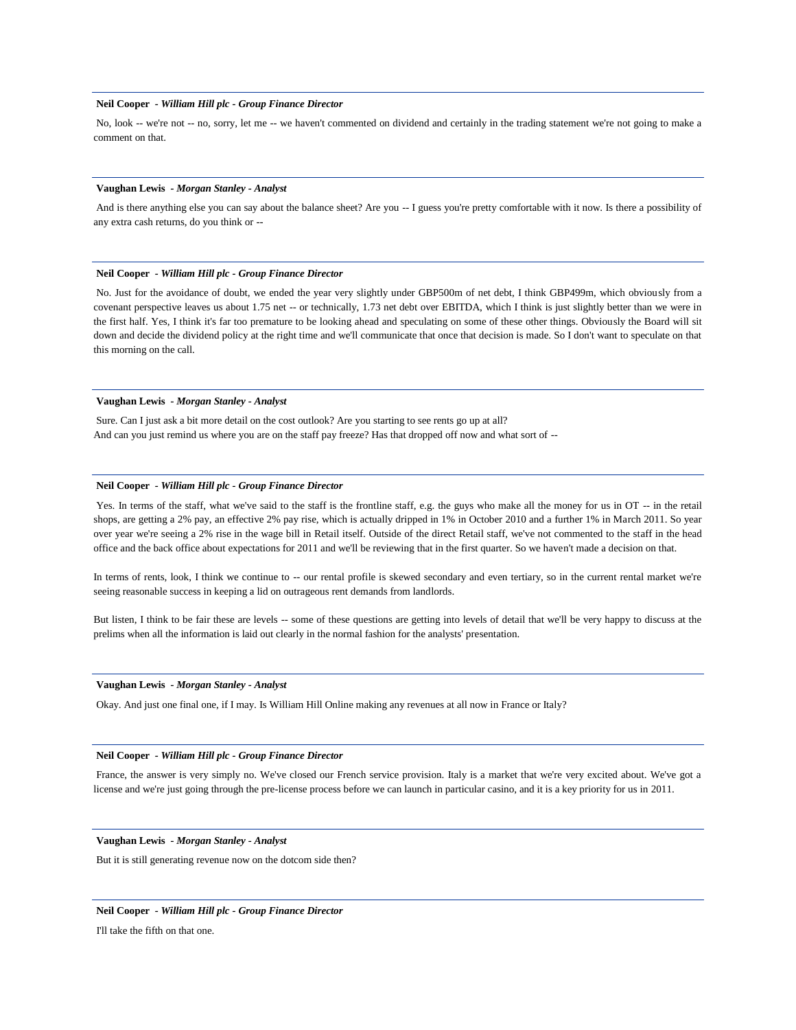**Neil Cooper** - ***William Hill plc - Group Finance Director***

No, look -- we're not -- no, sorry, let me -- we haven't commented on dividend and certainly in the trading statement we're not going to make a comment on that.

---

**Vaughan Lewis** - ***Morgan Stanley - Analyst***

And is there anything else you can say about the balance sheet? Are you -- I guess you're pretty comfortable with it now. Is there a possibility of any extra cash returns, do you think or --

---

**Neil Cooper** - ***William Hill plc - Group Finance Director***

No. Just for the avoidance of doubt, we ended the year very slightly under GBP500m of net debt, I think GBP499m, which obviously from a covenant perspective leaves us about 1.75 net -- or technically, 1.73 net debt over EBITDA, which I think is just slightly better than we were in the first half. Yes, I think it's far too premature to be looking ahead and speculating on some of these other things. Obviously the Board will sit down and decide the dividend policy at the right time and we'll communicate that once that decision is made. So I don't want to speculate on that this morning on the call.

---

**Vaughan Lewis** - ***Morgan Stanley - Analyst***

Sure. Can I just ask a bit more detail on the cost outlook? Are you starting to see rents go up at all?
And can you just remind us where you are on the staff pay freeze? Has that dropped off now and what sort of --

---

**Neil Cooper** - ***William Hill plc - Group Finance Director***

Yes. In terms of the staff, what we've said to the staff is the frontline staff, e.g. the guys who make all the money for us in OT -- in the retail shops, are getting a 2% pay, an effective 2% pay rise, which is actually dripped in 1% in October 2010 and a further 1% in March 2011. So year over year we're seeing a 2% rise in the wage bill in Retail itself. Outside of the direct Retail staff, we've not commented to the staff in the head office and the back office about expectations for 2011 and we'll be reviewing that in the first quarter. So we haven't made a decision on that.

In terms of rents, look, I think we continue to -- our rental profile is skewed secondary and even tertiary, so in the current rental market we're seeing reasonable success in keeping a lid on outrageous rent demands from landlords.

But listen, I think to be fair these are levels -- some of these questions are getting into levels of detail that we'll be very happy to discuss at the prelims when all the information is laid out clearly in the normal fashion for the analysts' presentation.

---

**Vaughan Lewis** - ***Morgan Stanley - Analyst***

Okay. And just one final one, if I may. Is William Hill Online making any revenues at all now in France or Italy?

---

**Neil Cooper** - ***William Hill plc - Group Finance Director***

France, the answer is very simply no. We've closed our French service provision. Italy is a market that we're very excited about. We've got a license and we're just going through the pre-license process before we can launch in particular casino, and it is a key priority for us in 2011.

---

**Vaughan Lewis** - ***Morgan Stanley - Analyst***

But it is still generating revenue now on the dotcom side then?

---

**Neil Cooper** - ***William Hill plc - Group Finance Director***

I'll take the fifth on that one.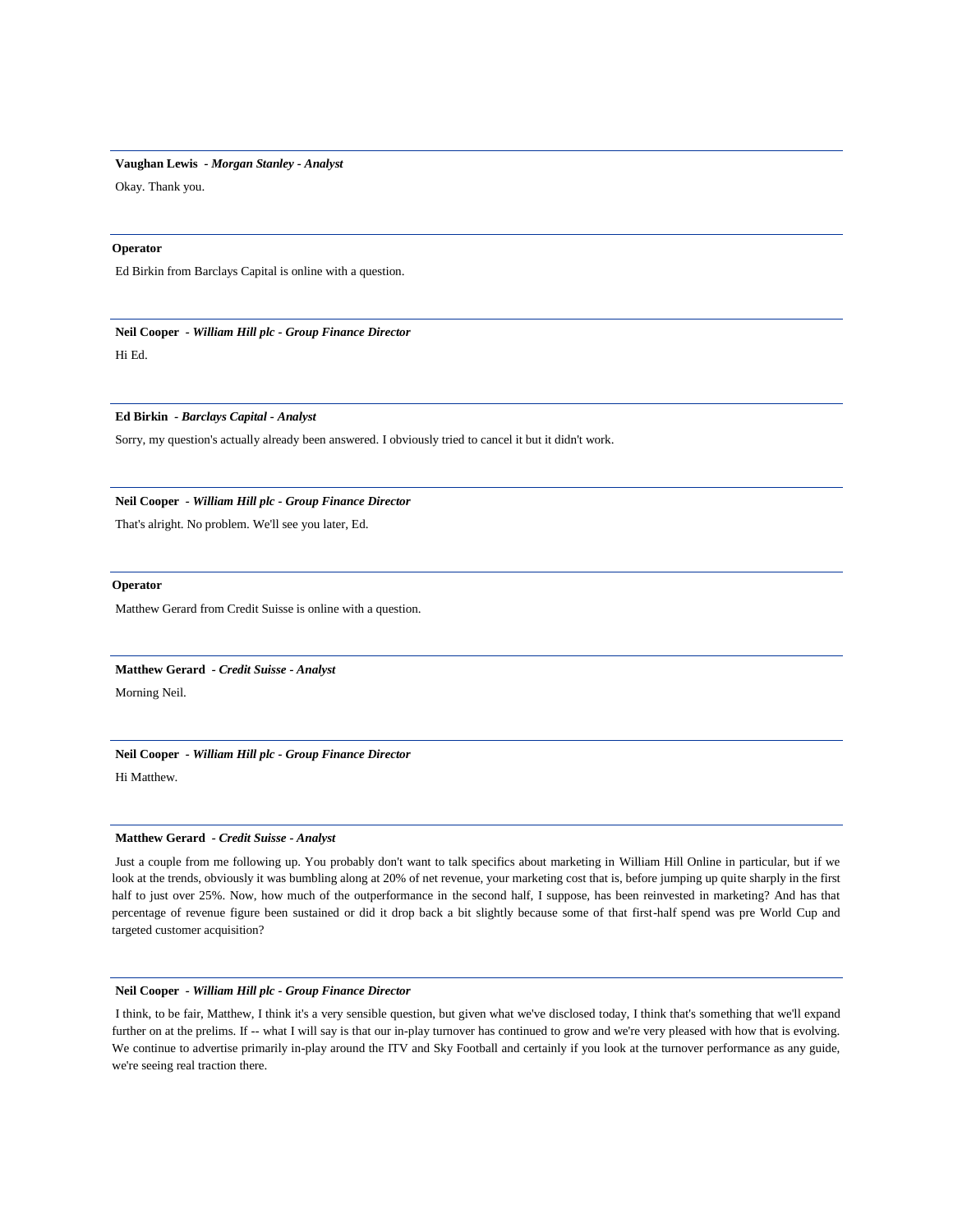**Vaughan Lewis** - *Morgan Stanley - Analyst*

Okay. Thank you.

---

**Operator**

Ed Birkin from Barclays Capital is online with a question.

---

**Neil Cooper** - *William Hill plc - Group Finance Director*

Hi Ed.

---

**Ed Birkin** - *Barclays Capital - Analyst*

Sorry, my question's actually already been answered. I obviously tried to cancel it but it didn't work.

---

**Neil Cooper** - *William Hill plc - Group Finance Director*

That's alright. No problem. We'll see you later, Ed.

---

**Operator**

Matthew Gerard from Credit Suisse is online with a question.

---

**Matthew Gerard** - *Credit Suisse - Analyst*

Morning Neil.

---

**Neil Cooper** - *William Hill plc - Group Finance Director*

Hi Matthew.

---

**Matthew Gerard** - *Credit Suisse - Analyst*

Just a couple from me following up. You probably don't want to talk specifics about marketing in William Hill Online in particular, but if we look at the trends, obviously it was bumbling along at 20% of net revenue, your marketing cost that is, before jumping up quite sharply in the first half to just over 25%. Now, how much of the outperformance in the second half, I suppose, has been reinvested in marketing? And has that percentage of revenue figure been sustained or did it drop back a bit slightly because some of that first-half spend was pre World Cup and targeted customer acquisition?

---

**Neil Cooper** - *William Hill plc - Group Finance Director*

I think, to be fair, Matthew, I think it's a very sensible question, but given what we've disclosed today, I think that's something that we'll expand further on at the prelims. If -- what I will say is that our in-play turnover has continued to grow and we're very pleased with how that is evolving. We continue to advertise primarily in-play around the ITV and Sky Football and certainly if you look at the turnover performance as any guide, we're seeing real traction there.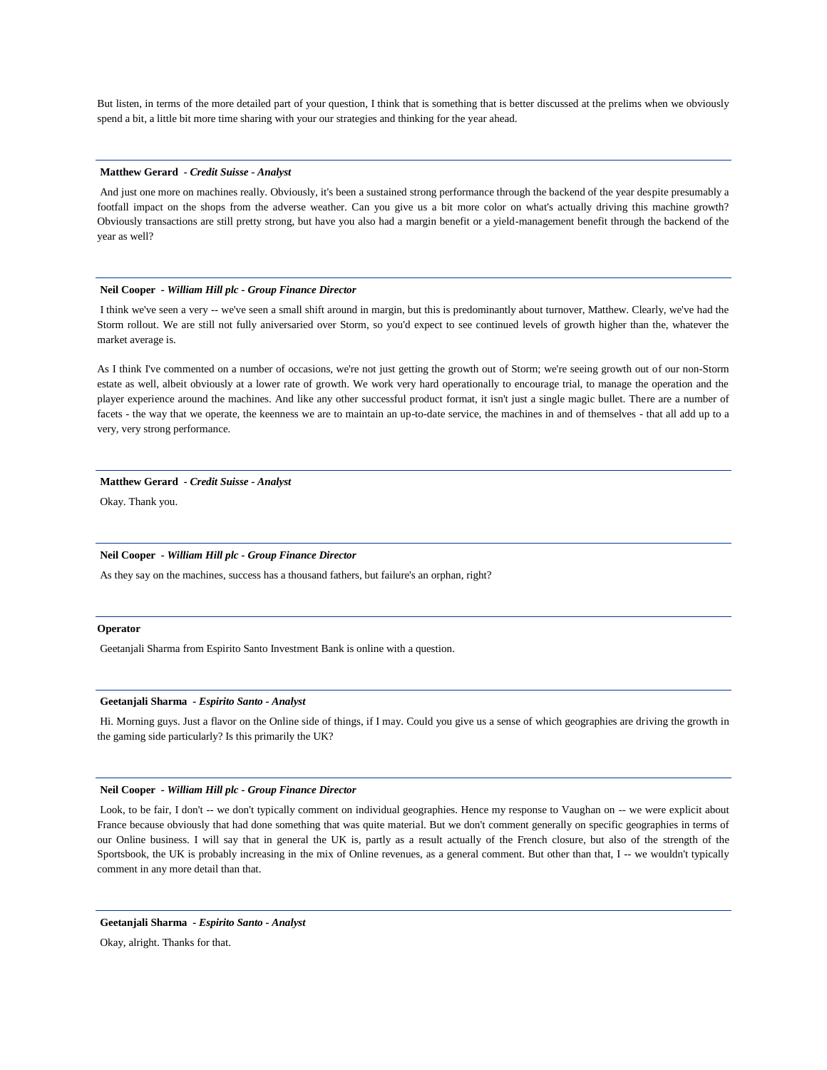But listen, in terms of the more detailed part of your question, I think that is something that is better discussed at the prelims when we obviously spend a bit, a little bit more time sharing with your our strategies and thinking for the year ahead.

---

**Matthew Gerard** - ***Credit Suisse - Analyst***

And just one more on machines really. Obviously, it's been a sustained strong performance through the backend of the year despite presumably a footfall impact on the shops from the adverse weather. Can you give us a bit more color on what's actually driving this machine growth? Obviously transactions are still pretty strong, but have you also had a margin benefit or a yield-management benefit through the backend of the year as well?

---

**Neil Cooper** - ***William Hill plc - Group Finance Director***

I think we've seen a very -- we've seen a small shift around in margin, but this is predominantly about turnover, Matthew. Clearly, we've had the Storm rollout. We are still not fully aniversaried over Storm, so you'd expect to see continued levels of growth higher than the, whatever the market average is.

As I think I've commented on a number of occasions, we're not just getting the growth out of Storm; we're seeing growth out of our non-Storm estate as well, albeit obviously at a lower rate of growth. We work very hard operationally to encourage trial, to manage the operation and the player experience around the machines. And like any other successful product format, it isn't just a single magic bullet. There are a number of facets - the way that we operate, the keenness we are to maintain an up-to-date service, the machines in and of themselves - that all add up to a very, very strong performance.

---

**Matthew Gerard** - ***Credit Suisse - Analyst***

Okay. Thank you.

---

**Neil Cooper** - ***William Hill plc - Group Finance Director***

As they say on the machines, success has a thousand fathers, but failure's an orphan, right?

---

**Operator**

Geetanjali Sharma from Espirito Santo Investment Bank is online with a question.

---

**Geetanjali Sharma** - ***Espirito Santo - Analyst***

Hi. Morning guys. Just a flavor on the Online side of things, if I may. Could you give us a sense of which geographies are driving the growth in the gaming side particularly? Is this primarily the UK?

---

**Neil Cooper** - ***William Hill plc - Group Finance Director***

Look, to be fair, I don't -- we don't typically comment on individual geographies. Hence my response to Vaughan on -- we were explicit about France because obviously that had done something that was quite material. But we don't comment generally on specific geographies in terms of our Online business. I will say that in general the UK is, partly as a result actually of the French closure, but also of the strength of the Sportsbook, the UK is probably increasing in the mix of Online revenues, as a general comment. But other than that, I -- we wouldn't typically comment in any more detail than that.

---

**Geetanjali Sharma** - ***Espirito Santo - Analyst***

Okay, alright. Thanks for that.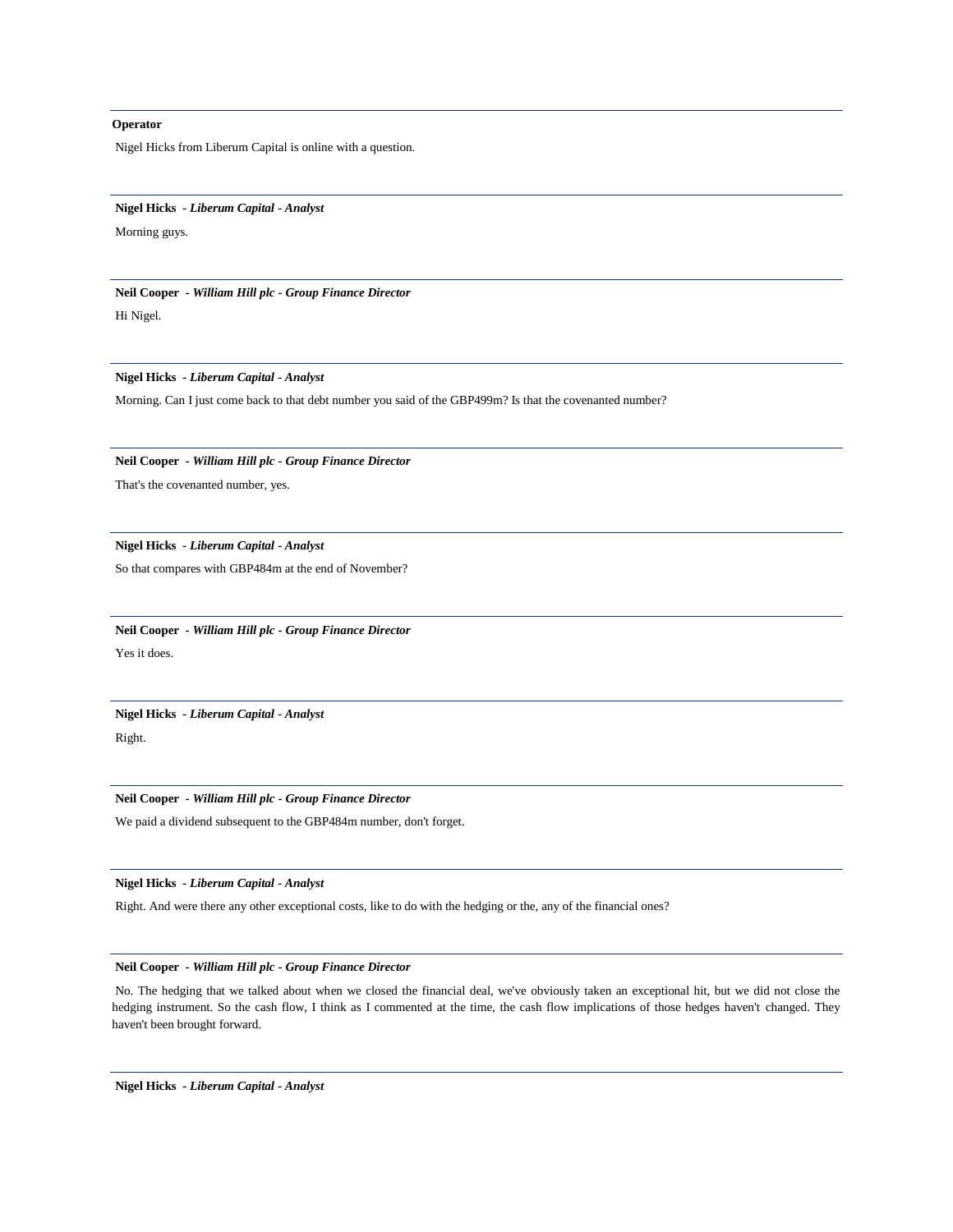**Operator**

Nigel Hicks from Liberum Capital is online with a question.

**Nigel Hicks** - ***Liberum Capital - Analyst***

Morning guys.

**Neil Cooper** - ***William Hill plc - Group Finance Director***

Hi Nigel.

**Nigel Hicks** - ***Liberum Capital - Analyst***

Morning. Can I just come back to that debt number you said of the GBP499m? Is that the covenanted number?

**Neil Cooper** - ***William Hill plc - Group Finance Director***

That's the covenanted number, yes.

**Nigel Hicks** - ***Liberum Capital - Analyst***

So that compares with GBP484m at the end of November?

**Neil Cooper** - ***William Hill plc - Group Finance Director***

Yes it does.

**Nigel Hicks** - ***Liberum Capital - Analyst***

Right.

**Neil Cooper** - ***William Hill plc - Group Finance Director***

We paid a dividend subsequent to the GBP484m number, don't forget.

**Nigel Hicks** - ***Liberum Capital - Analyst***

Right. And were there any other exceptional costs, like to do with the hedging or the, any of the financial ones?

**Neil Cooper** - ***William Hill plc - Group Finance Director***

No. The hedging that we talked about when we closed the financial deal, we've obviously taken an exceptional hit, but we did not close the hedging instrument. So the cash flow, I think as I commented at the time, the cash flow implications of those hedges haven't changed. They haven't been brought forward.

**Nigel Hicks** - ***Liberum Capital - Analyst***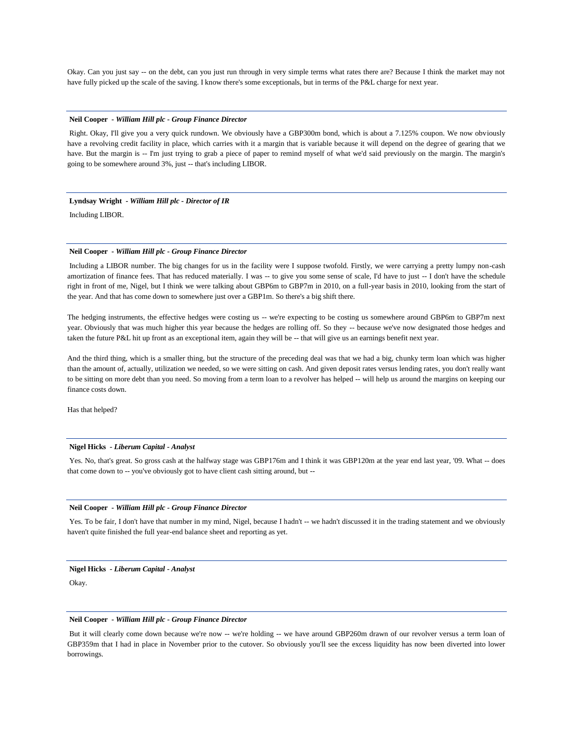Okay. Can you just say -- on the debt, can you just run through in very simple terms what rates there are? Because I think the market may not have fully picked up the scale of the saving. I know there's some exceptionals, but in terms of the P&L charge for next year.

---

**Neil Cooper** - ***William Hill plc - Group Finance Director***

Right. Okay, I'll give you a very quick rundown. We obviously have a GBP300m bond, which is about a 7.125% coupon. We now obviously have a revolving credit facility in place, which carries with it a margin that is variable because it will depend on the degree of gearing that we have. But the margin is -- I'm just trying to grab a piece of paper to remind myself of what we'd said previously on the margin. The margin's going to be somewhere around 3%, just -- that's including LIBOR.

---

**Lyndsay Wright** - ***William Hill plc - Director of IR***

Including LIBOR.

---

**Neil Cooper** - ***William Hill plc - Group Finance Director***

Including a LIBOR number. The big changes for us in the facility were I suppose twofold. Firstly, we were carrying a pretty lumpy non-cash amortization of finance fees. That has reduced materially. I was -- to give you some sense of scale, I'd have to just -- I don't have the schedule right in front of me, Nigel, but I think we were talking about GBP6m to GBP7m in 2010, on a full-year basis in 2010, looking from the start of the year. And that has come down to somewhere just over a GBP1m. So there's a big shift there.

The hedging instruments, the effective hedges were costing us -- we're expecting to be costing us somewhere around GBP6m to GBP7m next year. Obviously that was much higher this year because the hedges are rolling off. So they -- because we've now designated those hedges and taken the future P&L hit up front as an exceptional item, again they will be -- that will give us an earnings benefit next year.

And the third thing, which is a smaller thing, but the structure of the preceding deal was that we had a big, chunky term loan which was higher than the amount of, actually, utilization we needed, so we were sitting on cash. And given deposit rates versus lending rates, you don't really want to be sitting on more debt than you need. So moving from a term loan to a revolver has helped -- will help us around the margins on keeping our finance costs down.

Has that helped?

---

**Nigel Hicks** - ***Liberum Capital - Analyst***

Yes. No, that's great. So gross cash at the halfway stage was GBP176m and I think it was GBP120m at the year end last year, '09. What -- does that come down to -- you've obviously got to have client cash sitting around, but --

---

**Neil Cooper** - ***William Hill plc - Group Finance Director***

Yes. To be fair, I don't have that number in my mind, Nigel, because I hadn't -- we hadn't discussed it in the trading statement and we obviously haven't quite finished the full year-end balance sheet and reporting as yet.

---

**Nigel Hicks** - ***Liberum Capital - Analyst***

Okay.

---

**Neil Cooper** - ***William Hill plc - Group Finance Director***

But it will clearly come down because we're now -- we're holding -- we have around GBP260m drawn of our revolver versus a term loan of GBP359m that I had in place in November prior to the cutover. So obviously you'll see the excess liquidity has now been diverted into lower borrowings.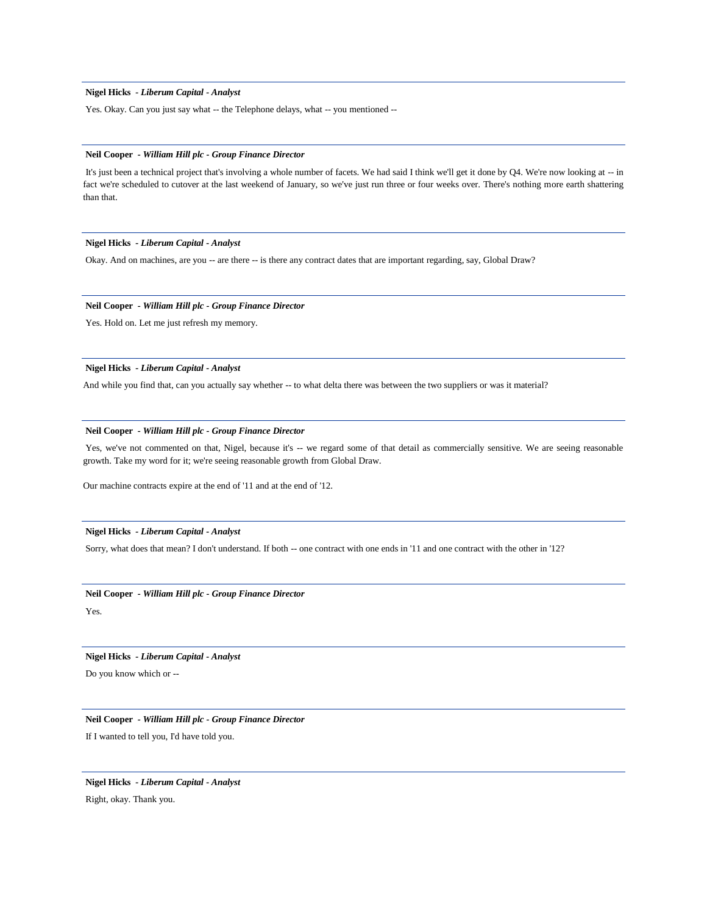**Nigel Hicks** - ***Liberum Capital - Analyst***

Yes. Okay. Can you just say what -- the Telephone delays, what -- you mentioned --

---

**Neil Cooper** - ***William Hill plc - Group Finance Director***

It's just been a technical project that's involving a whole number of facets. We had said I think we'll get it done by Q4. We're now looking at -- in fact we're scheduled to cutover at the last weekend of January, so we've just run three or four weeks over. There's nothing more earth shattering than that.

---

**Nigel Hicks** - ***Liberum Capital - Analyst***

Okay. And on machines, are you -- are there -- is there any contract dates that are important regarding, say, Global Draw?

---

**Neil Cooper** - ***William Hill plc - Group Finance Director***

Yes. Hold on. Let me just refresh my memory.

---

**Nigel Hicks** - ***Liberum Capital - Analyst***

And while you find that, can you actually say whether -- to what delta there was between the two suppliers or was it material?

---

**Neil Cooper** - ***William Hill plc - Group Finance Director***

Yes, we've not commented on that, Nigel, because it's -- we regard some of that detail as commercially sensitive. We are seeing reasonable growth. Take my word for it; we're seeing reasonable growth from Global Draw.

Our machine contracts expire at the end of '11 and at the end of '12.

---

**Nigel Hicks** - ***Liberum Capital - Analyst***

Sorry, what does that mean? I don't understand. If both -- one contract with one ends in '11 and one contract with the other in '12?

---

**Neil Cooper** - ***William Hill plc - Group Finance Director***

Yes.

---

**Nigel Hicks** - ***Liberum Capital - Analyst***

Do you know which or --

---

**Neil Cooper** - ***William Hill plc - Group Finance Director***

If I wanted to tell you, I'd have told you.

---

**Nigel Hicks** - ***Liberum Capital - Analyst***

Right, okay. Thank you.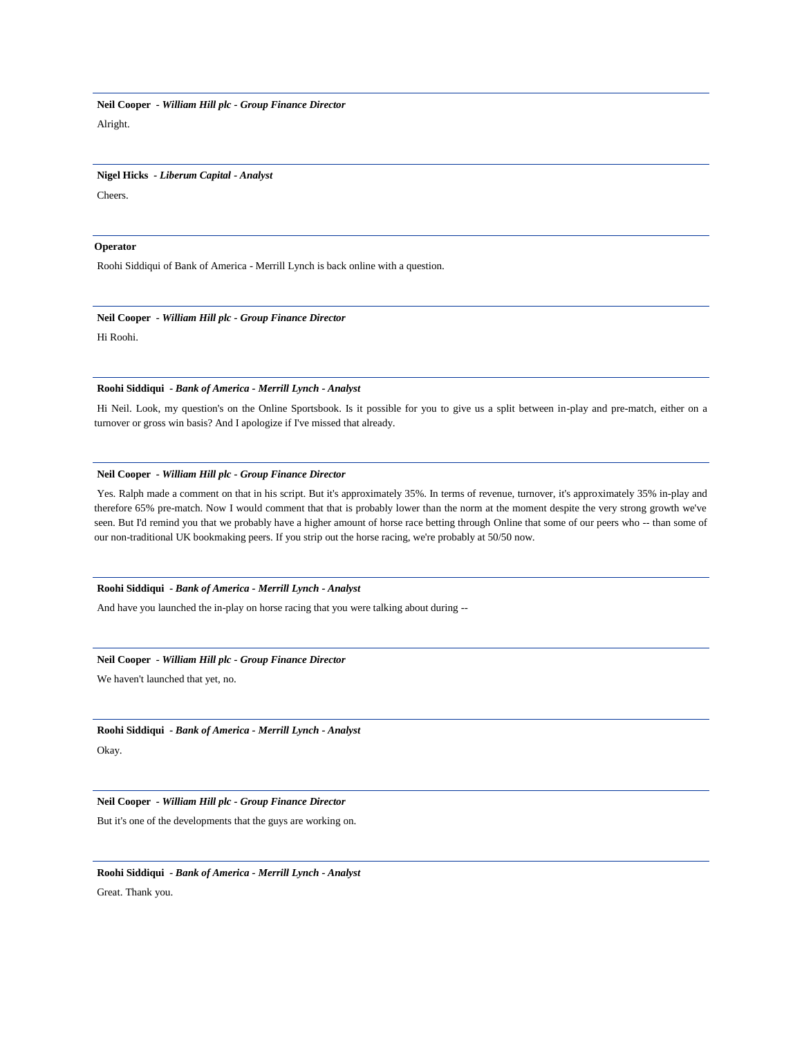**Neil Cooper** - ***William Hill plc - Group Finance Director***

Alright.

---

**Nigel Hicks** - ***Liberum Capital - Analyst***

Cheers.

---

**Operator**

Roohi Siddiqui of Bank of America - Merrill Lynch is back online with a question.

---

**Neil Cooper** - ***William Hill plc - Group Finance Director***

Hi Roohi.

---

**Roohi Siddiqui** - ***Bank of America - Merrill Lynch - Analyst***

Hi Neil. Look, my question's on the Online Sportsbook. Is it possible for you to give us a split between in-play and pre-match, either on a turnover or gross win basis? And I apologize if I've missed that already.

---

**Neil Cooper** - ***William Hill plc - Group Finance Director***

Yes. Ralph made a comment on that in his script. But it's approximately 35%. In terms of revenue, turnover, it's approximately 35% in-play and therefore 65% pre-match. Now I would comment that that is probably lower than the norm at the moment despite the very strong growth we've seen. But I'd remind you that we probably have a higher amount of horse race betting through Online that some of our peers who -- than some of our non-traditional UK bookmaking peers. If you strip out the horse racing, we're probably at 50/50 now.

---

**Roohi Siddiqui** - ***Bank of America - Merrill Lynch - Analyst***

And have you launched the in-play on horse racing that you were talking about during --

---

**Neil Cooper** - ***William Hill plc - Group Finance Director***

We haven't launched that yet, no.

---

**Roohi Siddiqui** - ***Bank of America - Merrill Lynch - Analyst***

Okay.

---

**Neil Cooper** - ***William Hill plc - Group Finance Director***

But it's one of the developments that the guys are working on.

---

**Roohi Siddiqui** - ***Bank of America - Merrill Lynch - Analyst***

Great. Thank you.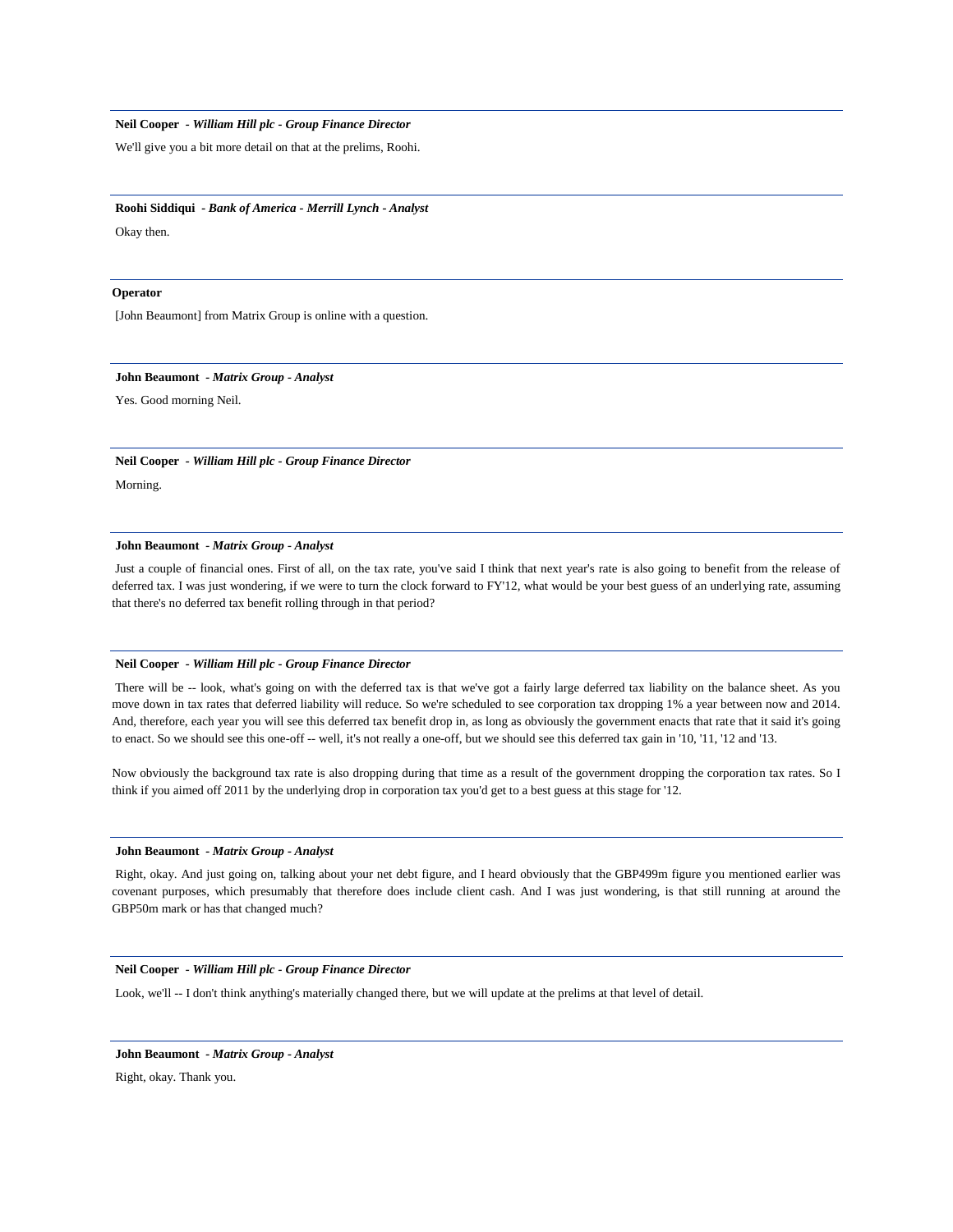**Neil Cooper** - ***William Hill plc - Group Finance Director***

We'll give you a bit more detail on that at the prelims, Roohi.

---

**Roohi Siddiqui** - ***Bank of America - Merrill Lynch - Analyst***

Okay then.

---

**Operator**

[John Beaumont] from Matrix Group is online with a question.

---

**John Beaumont** - ***Matrix Group - Analyst***

Yes. Good morning Neil.

---

**Neil Cooper** - ***William Hill plc - Group Finance Director***

Morning.

---

**John Beaumont** - ***Matrix Group - Analyst***

Just a couple of financial ones. First of all, on the tax rate, you've said I think that next year's rate is also going to benefit from the release of deferred tax. I was just wondering, if we were to turn the clock forward to FY'12, what would be your best guess of an underlying rate, assuming that there's no deferred tax benefit rolling through in that period?

---

**Neil Cooper** - ***William Hill plc - Group Finance Director***

There will be -- look, what's going on with the deferred tax is that we've got a fairly large deferred tax liability on the balance sheet. As you move down in tax rates that deferred liability will reduce. So we're scheduled to see corporation tax dropping 1% a year between now and 2014. And, therefore, each year you will see this deferred tax benefit drop in, as long as obviously the government enacts that rate that it said it's going to enact. So we should see this one-off -- well, it's not really a one-off, but we should see this deferred tax gain in '10, '11, '12 and '13.

Now obviously the background tax rate is also dropping during that time as a result of the government dropping the corporation tax rates. So I think if you aimed off 2011 by the underlying drop in corporation tax you'd get to a best guess at this stage for '12.

---

**John Beaumont** - ***Matrix Group - Analyst***

Right, okay. And just going on, talking about your net debt figure, and I heard obviously that the GBP499m figure you mentioned earlier was covenant purposes, which presumably that therefore does include client cash. And I was just wondering, is that still running at around the GBP50m mark or has that changed much?

---

**Neil Cooper** - ***William Hill plc - Group Finance Director***

Look, we'll -- I don't think anything's materially changed there, but we will update at the prelims at that level of detail.

---

**John Beaumont** - ***Matrix Group - Analyst***

Right, okay. Thank you.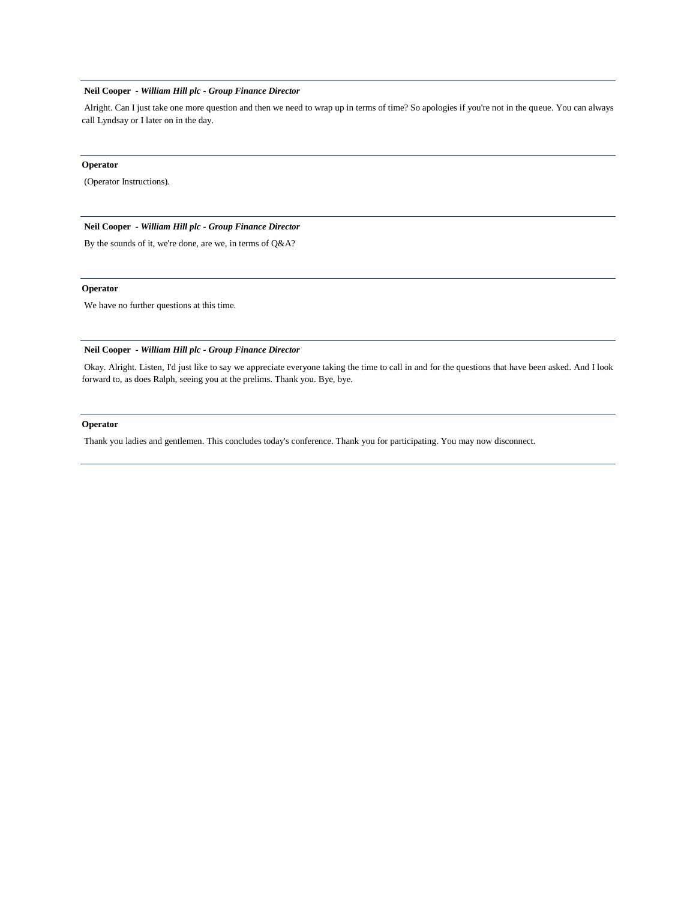**Neil Cooper** - ***William Hill plc - Group Finance Director***

Alright. Can I just take one more question and then we need to wrap up in terms of time? So apologies if you're not in the queue. You can always call Lyndsay or I later on in the day.

---

**Operator**

(Operator Instructions).

---

**Neil Cooper** - ***William Hill plc - Group Finance Director***

By the sounds of it, we're done, are we, in terms of Q&A?

---

**Operator**

We have no further questions at this time.

---

**Neil Cooper** - ***William Hill plc - Group Finance Director***

Okay. Alright. Listen, I'd just like to say we appreciate everyone taking the time to call in and for the questions that have been asked. And I look forward to, as does Ralph, seeing you at the prelims. Thank you. Bye, bye.

---

**Operator**

Thank you ladies and gentlemen. This concludes today's conference. Thank you for participating. You may now disconnect.